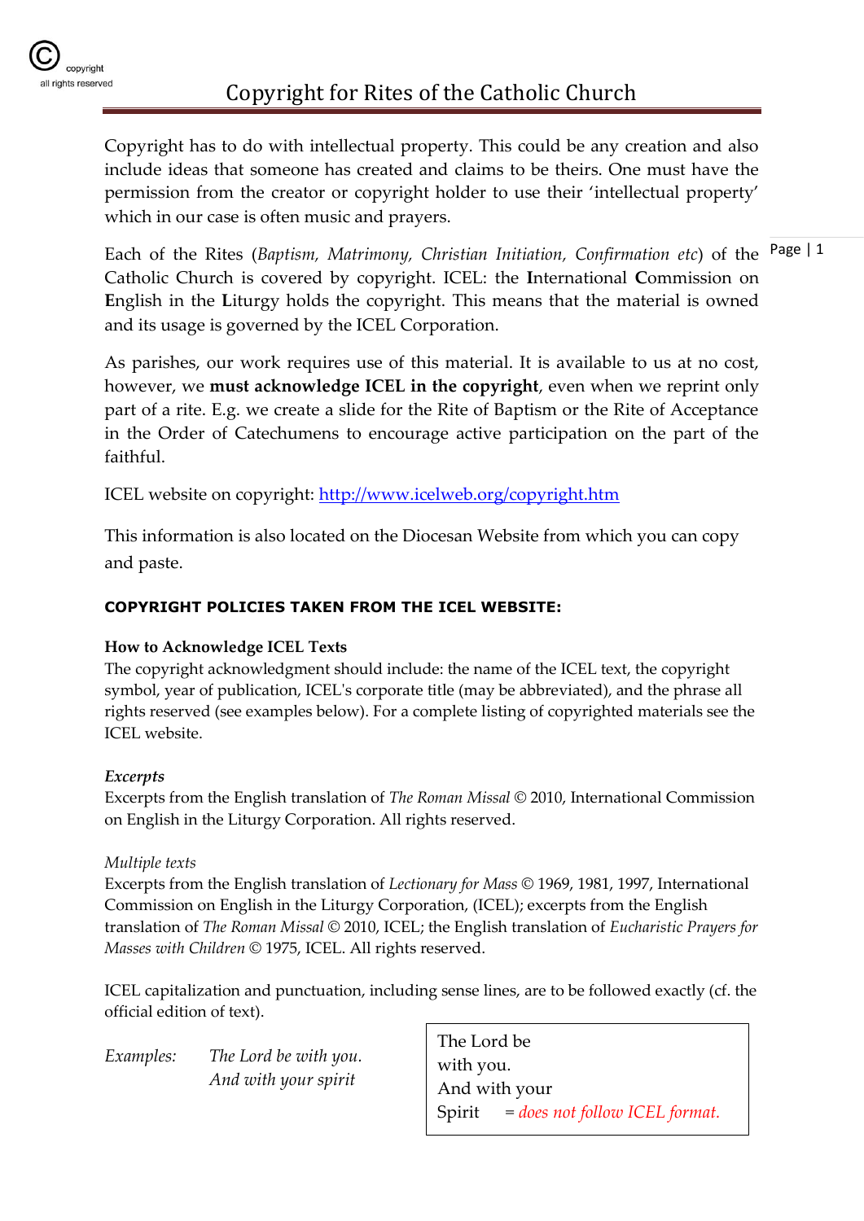copyright
all rights reserved

# Copyright for Rites of the Catholic Church

Copyright has to do with intellectual property. This could be any creation and also include ideas that someone has created and claims to be theirs. One must have the permission from the creator or copyright holder to use their 'intellectual property' which in our case is often music and prayers.

Each of the Rites (*Baptism, Matrimony, Christian Initiation, Confirmation etc*) of the Catholic Church is covered by copyright. ICEL: the **I**nternational **C**ommission on **E**nglish in the **L**iturgy holds the copyright. This means that the material is owned and its usage is governed by the ICEL Corporation.

As parishes, our work requires use of this material. It is available to us at no cost, however, we **must acknowledge ICEL in the copyright**, even when we reprint only part of a rite. E.g. we create a slide for the Rite of Baptism or the Rite of Acceptance in the Order of Catechumens to encourage active participation on the part of the faithful.

ICEL website on copyright: [http://www.icelweb.org/copyright.htm](http://www.icelweb.org/copyright.htm)

This information is also located on the Diocesan Website from which you can copy and paste.

**COPYRIGHT POLICIES TAKEN FROM THE ICEL WEBSITE:**

**How to Acknowledge ICEL Texts**
The copyright acknowledgment should include: the name of the ICEL text, the copyright symbol, year of publication, ICEL's corporate title (may be abbreviated), and the phrase all rights reserved (see examples below). For a complete listing of copyrighted materials see the ICEL website.

***Excerpts***
Excerpts from the English translation of *The Roman Missal* © 2010, International Commission on English in the Liturgy Corporation. All rights reserved.

*Multiple texts*
Excerpts from the English translation of *Lectionary for Mass* © 1969, 1981, 1997, International Commission on English in the Liturgy Corporation, (ICEL); excerpts from the English translation of *The Roman Missal* © 2010, ICEL; the English translation of *Eucharistic Prayers for Masses with Children* © 1975, ICEL. All rights reserved.

ICEL capitalization and punctuation, including sense lines, are to be followed exactly (cf. the official edition of text).

*Examples:* *The Lord be with you.*
*And with your spirit*

> The Lord be
> with you.
> And with your
> Spirit = *does not follow ICEL format.*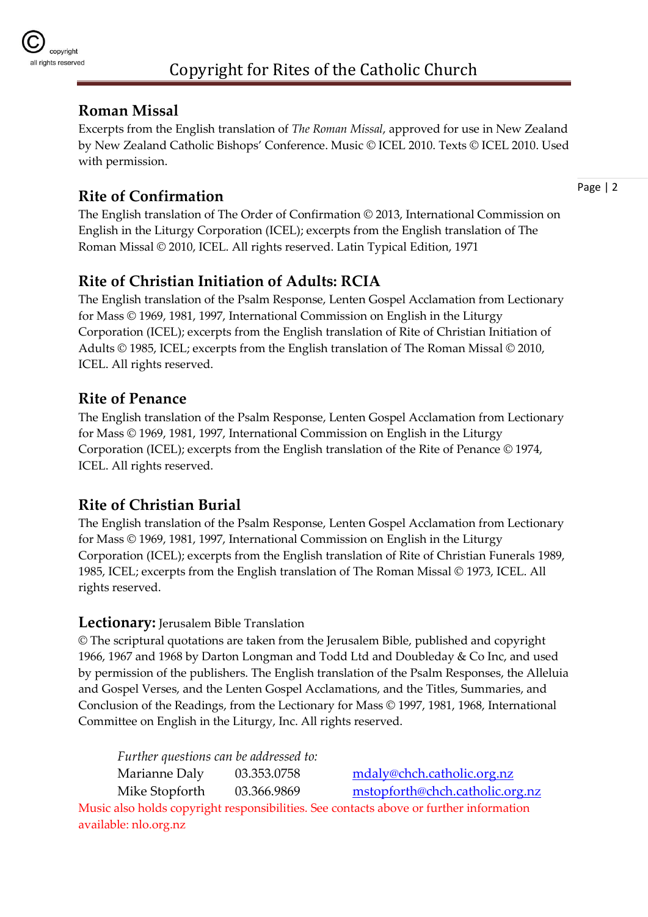# Copyright for Rites of the Catholic Church

## Roman Missal

Excerpts from the English translation of *The Roman Missal*, approved for use in New Zealand by New Zealand Catholic Bishops' Conference. Music © ICEL 2010. Texts © ICEL 2010. Used with permission.

## Rite of Confirmation

The English translation of The Order of Confirmation © 2013, International Commission on English in the Liturgy Corporation (ICEL); excerpts from the English translation of The Roman Missal © 2010, ICEL. All rights reserved. Latin Typical Edition, 1971

## Rite of Christian Initiation of Adults: RCIA

The English translation of the Psalm Response, Lenten Gospel Acclamation from Lectionary for Mass © 1969, 1981, 1997, International Commission on English in the Liturgy Corporation (ICEL); excerpts from the English translation of Rite of Christian Initiation of Adults © 1985, ICEL; excerpts from the English translation of The Roman Missal © 2010, ICEL. All rights reserved.

## Rite of Penance

The English translation of the Psalm Response, Lenten Gospel Acclamation from Lectionary for Mass © 1969, 1981, 1997, International Commission on English in the Liturgy Corporation (ICEL); excerpts from the English translation of the Rite of Penance © 1974, ICEL. All rights reserved.

## Rite of Christian Burial

The English translation of the Psalm Response, Lenten Gospel Acclamation from Lectionary for Mass © 1969, 1981, 1997, International Commission on English in the Liturgy Corporation (ICEL); excerpts from the English translation of Rite of Christian Funerals 1989, 1985, ICEL; excerpts from the English translation of The Roman Missal © 1973, ICEL. All rights reserved.

## Lectionary: Jerusalem Bible Translation

© The scriptural quotations are taken from the Jerusalem Bible, published and copyright 1966, 1967 and 1968 by Darton Longman and Todd Ltd and Doubleday & Co Inc, and used by permission of the publishers. The English translation of the Psalm Responses, the Alleluia and Gospel Verses, and the Lenten Gospel Acclamations, and the Titles, Summaries, and Conclusion of the Readings, from the Lectionary for Mass © 1997, 1981, 1968, International Committee on English in the Liturgy, Inc. All rights reserved.

*Further questions can be addressed to:*

| | | |
|---|---|---|
| Marianne Daly | 03.353.0758 | mdaly@chch.catholic.org.nz |
| Mike Stopforth | 03.366.9869 | mstopforth@chch.catholic.org.nz |

Music also holds copyright responsibilities. See contacts above or further information available: nlo.org.nz